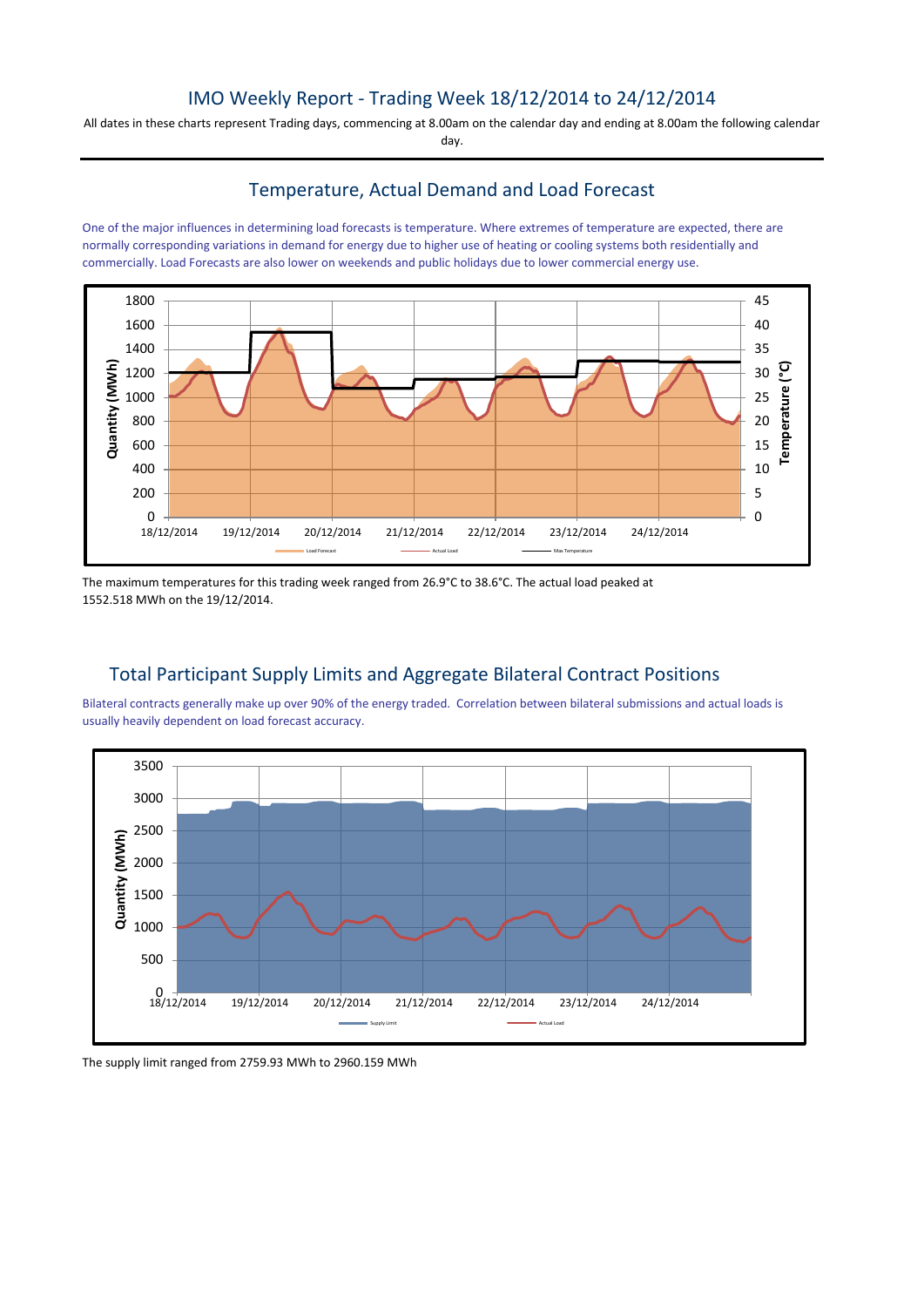# IMO Weekly Report - Trading Week 18/12/2014 to 24/12/2014

All dates in these charts represent Trading days, commencing at 8.00am on the calendar day and ending at 8.00am the following calendar day.

## Temperature, Actual Demand and Load Forecast

One of the major influences in determining load forecasts is temperature. Where extremes of temperature are expected, there are normally corresponding variations in demand for energy due to higher use of heating or cooling systems both residentially and commercially. Load Forecasts are also lower on weekends and public holidays due to lower commercial energy use.

The maximum temperatures for this trading week ranged from 26.9°C to 38.6°C. The actual load peaked at 1552.518 MWh on the 19/12/2014.

## Total Participant Supply Limits and Aggregate Bilateral Contract Positions

Bilateral contracts generally make up over 90% of the energy traded. Correlation between bilateral submissions and actual loads is usually heavily dependent on load forecast accuracy.

The supply limit ranged from 2759.93 MWh to 2960.159 MWh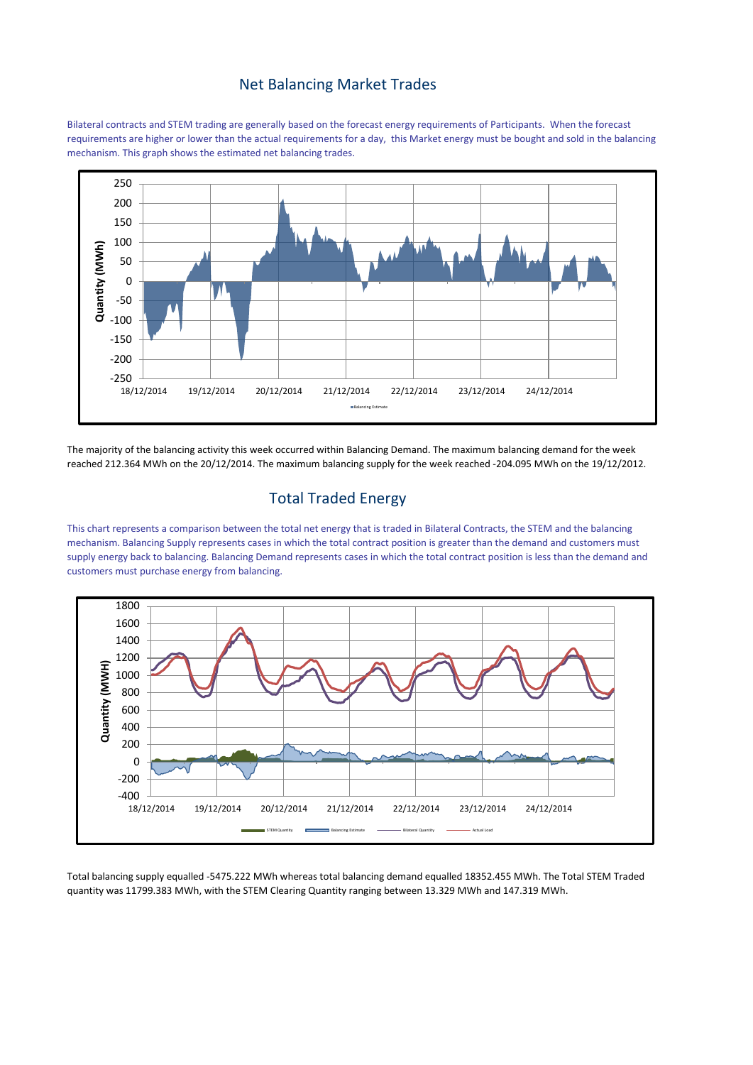## Net Balancing Market Trades

Bilateral contracts and STEM trading are generally based on the forecast energy requirements of Participants. When the forecast requirements are higher or lower than the actual requirements for a day, this Market energy must be bought and sold in the balancing mechanism. This graph shows the estimated net balancing trades.

The majority of the balancing activity this week occurred within Balancing Demand. The maximum balancing demand for the week reached 212.364 MWh on the 20/12/2014. The maximum balancing supply for the week reached -204.095 MWh on the 19/12/2012.

## Total Traded Energy

This chart represents a comparison between the total net energy that is traded in Bilateral Contracts, the STEM and the balancing mechanism. Balancing Supply represents cases in which the total contract position is greater than the demand and customers must supply energy back to balancing. Balancing Demand represents cases in which the total contract position is less than the demand and customers must purchase energy from balancing.

Total balancing supply equalled -5475.222 MWh whereas total balancing demand equalled 18352.455 MWh. The Total STEM Traded quantity was 11799.383 MWh, with the STEM Clearing Quantity ranging between 13.329 MWh and 147.319 MWh.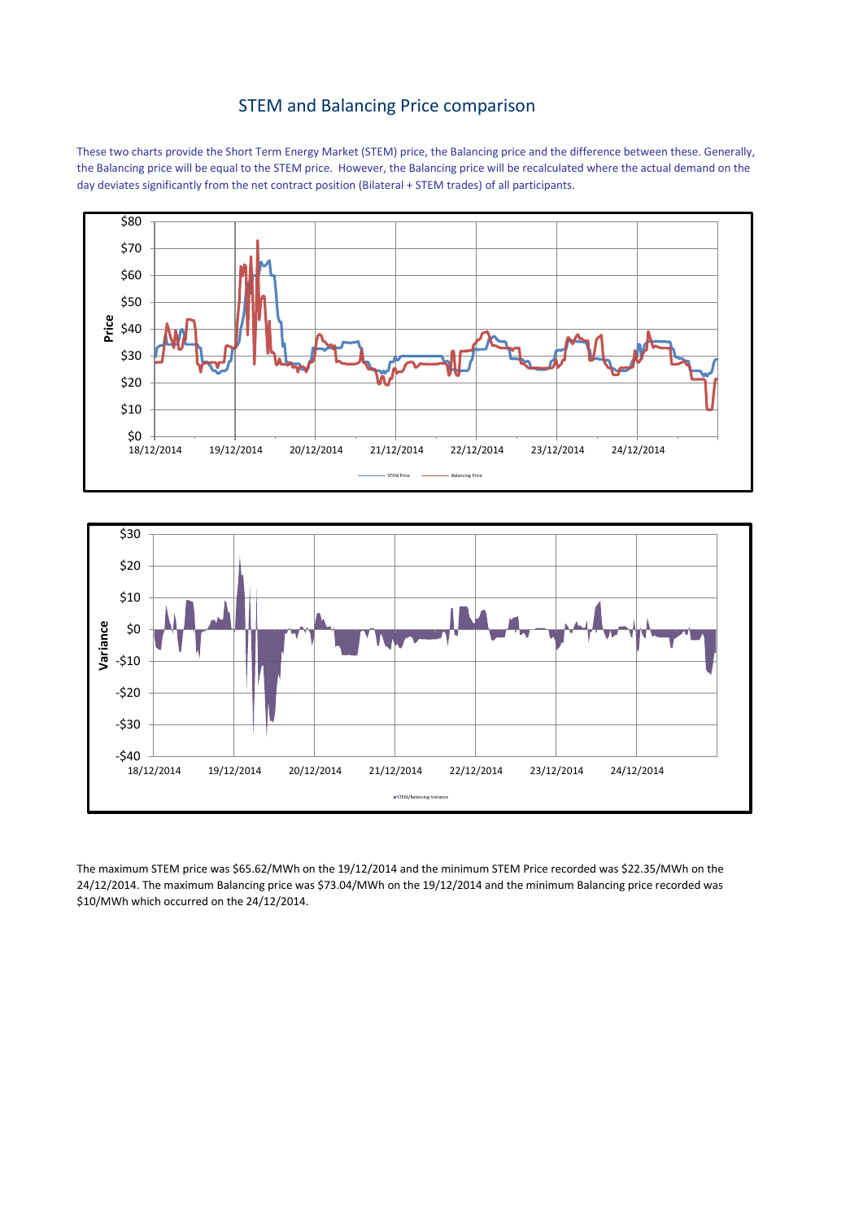# STEM and Balancing Price comparison

These two charts provide the Short Term Energy Market (STEM) price, the Balancing price and the difference between these. Generally, the Balancing price will be equal to the STEM price. However, the Balancing price will be recalculated where the actual demand on the day deviates significantly from the net contract position (Bilateral + STEM trades) of all participants.

Price

$80
$70
$60
$50
$40
$30
$20
$10
$0

18/12/2014 19/12/2014 20/12/2014 21/12/2014 22/12/2014 23/12/2014 24/12/2014

STEM Price
Balancing Price

Variance

$30
$20
$10
$0
-$10
-$20
-$30
-$40

18/12/2014 19/12/2014 20/12/2014 21/12/2014 22/12/2014 23/12/2014 24/12/2014

STEM/Balancing Variance

The maximum STEM price was $65.62/MWh on the 19/12/2014 and the minimum STEM Price recorded was $22.35/MWh on the 24/12/2014. The maximum Balancing price was $73.04/MWh on the 19/12/2014 and the minimum Balancing price recorded was $10/MWh which occurred on the 24/12/2014.